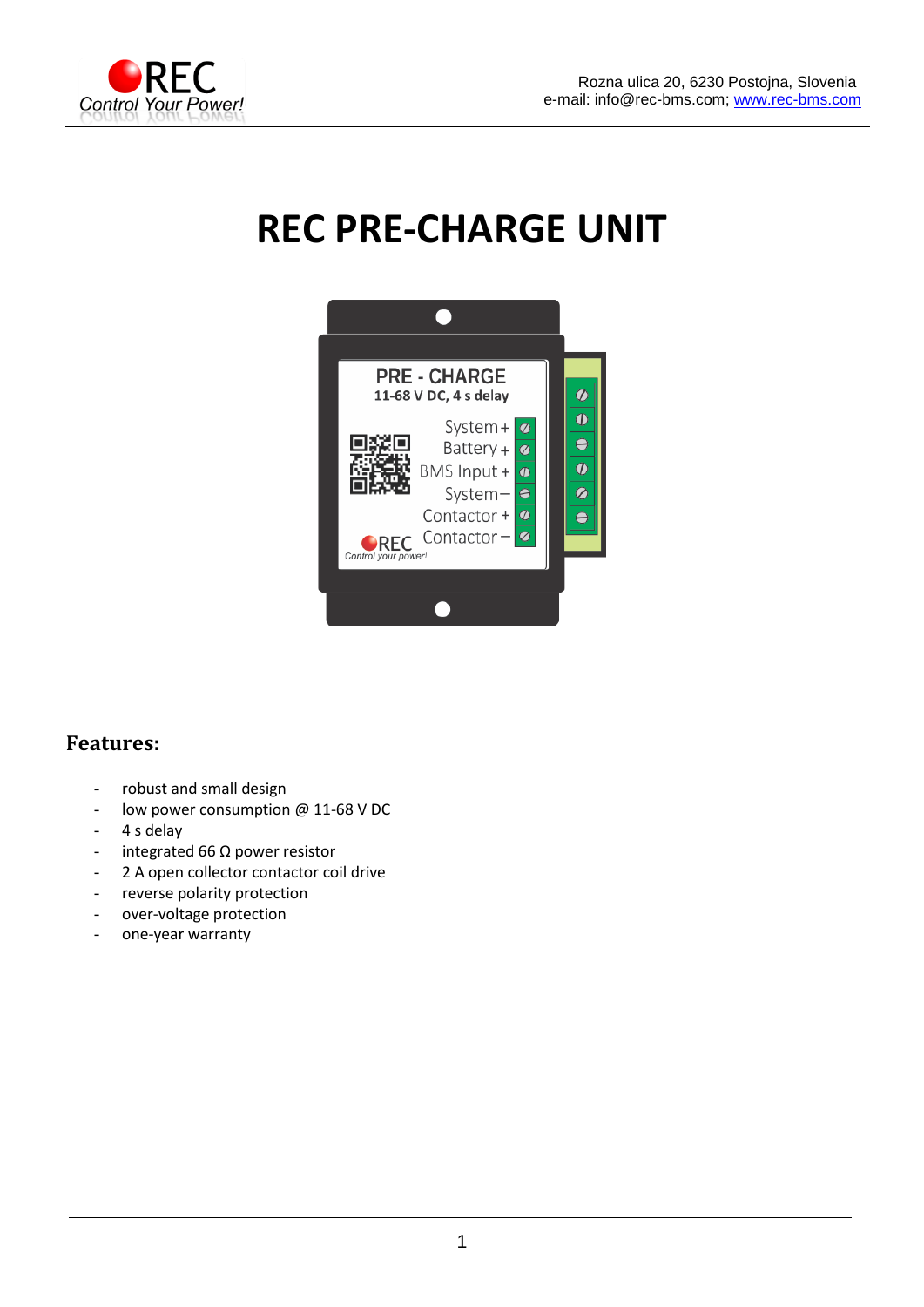Rozna ulica 20, 6230 Postojna, Slovenia
e-mail: info@rec-bms.com; www.rec-bms.com

# REC PRE-CHARGE UNIT

## Features:

- robust and small design
- low power consumption @ 11-68 V DC
- 4 s delay
- integrated 66 Ω power resistor
- 2 A open collector contactor coil drive
- reverse polarity protection
- over-voltage protection
- one-year warranty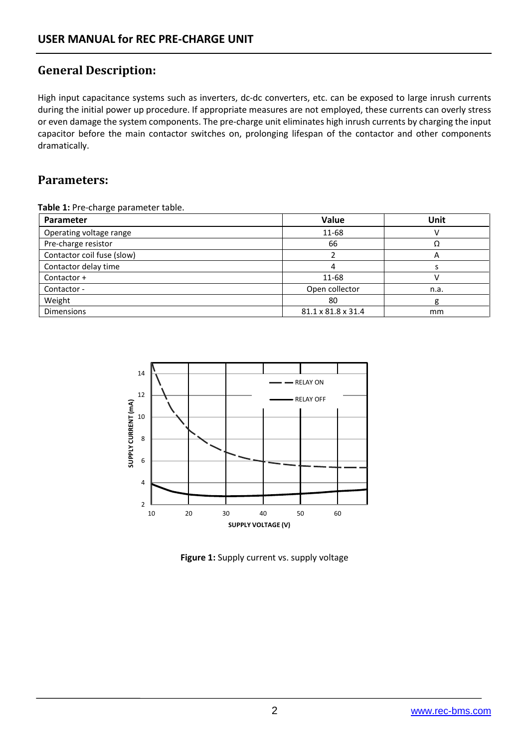## General Description:

High input capacitance systems such as inverters, dc-dc converters, etc. can be exposed to large inrush currents during the initial power up procedure. If appropriate measures are not employed, these currents can overly stress or even damage the system components. The pre-charge unit eliminates high inrush currents by charging the input capacitor before the main contactor switches on, prolonging lifespan of the contactor and other components dramatically.

## Parameters:

**Table 1:** Pre-charge parameter table.

| Parameter | Value | Unit |
|---|---|---|
| Operating voltage range | 11-68 | V |
| Pre-charge resistor | 66 | Ω |
| Contactor coil fuse (slow) | 2 | A |
| Contactor delay time | 4 | s |
| Contactor + | 11-68 | V |
| Contactor - | Open collector | n.a. |
| Weight | 80 | g |
| Dimensions | 81.1 x 81.8 x 31.4 | mm |

**Figure 1:** Supply current vs. supply voltage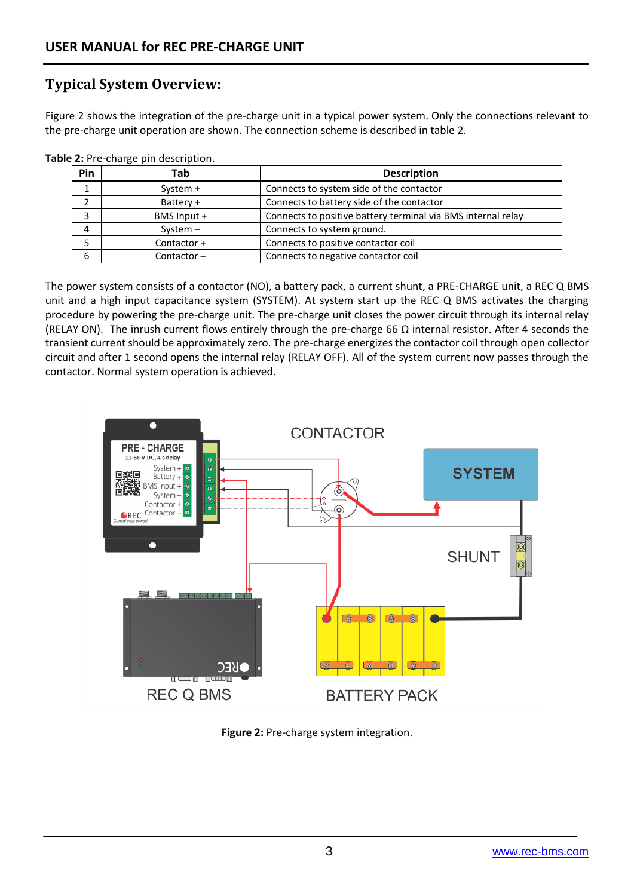## Typical System Overview:

Figure 2 shows the integration of the pre-charge unit in a typical power system. Only the connections relevant to the pre-charge unit operation are shown. The connection scheme is described in table 2.

**Table 2:** Pre-charge pin description.

| Pin | Tab | Description |
|---|---|---|
| 1 | System + | Connects to system side of the contactor |
| 2 | Battery + | Connects to battery side of the contactor |
| 3 | BMS Input + | Connects to positive battery terminal via BMS internal relay |
| 4 | System – | Connects to system ground. |
| 5 | Contactor + | Connects to positive contactor coil |
| 6 | Contactor – | Connects to negative contactor coil |

The power system consists of a contactor (NO), a battery pack, a current shunt, a PRE-CHARGE unit, a REC Q BMS unit and a high input capacitance system (SYSTEM). At system start up the REC Q BMS activates the charging procedure by powering the pre-charge unit. The pre-charge unit closes the power circuit through its internal relay (RELAY ON). The inrush current flows entirely through the pre-charge 66 Ω internal resistor. After 4 seconds the transient current should be approximately zero. The pre-charge energizes the contactor coil through open collector circuit and after 1 second opens the internal relay (RELAY OFF). All of the system current now passes through the contactor. Normal system operation is achieved.

**Figure 2:** Pre-charge system integration.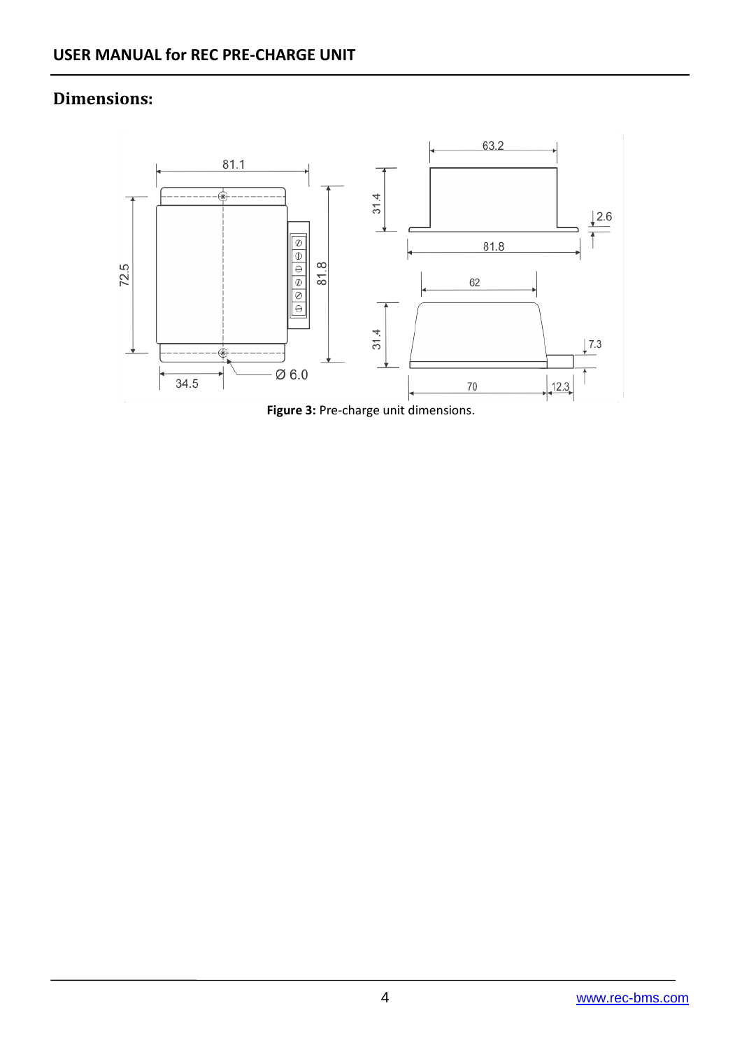## Dimensions:

81.1

72.5

81.8

34.5

Ø 6.0

63.2

31.4

2.6

81.8

62

31.4

7.3

70

12.3

**Figure 3:** Pre-charge unit dimensions.